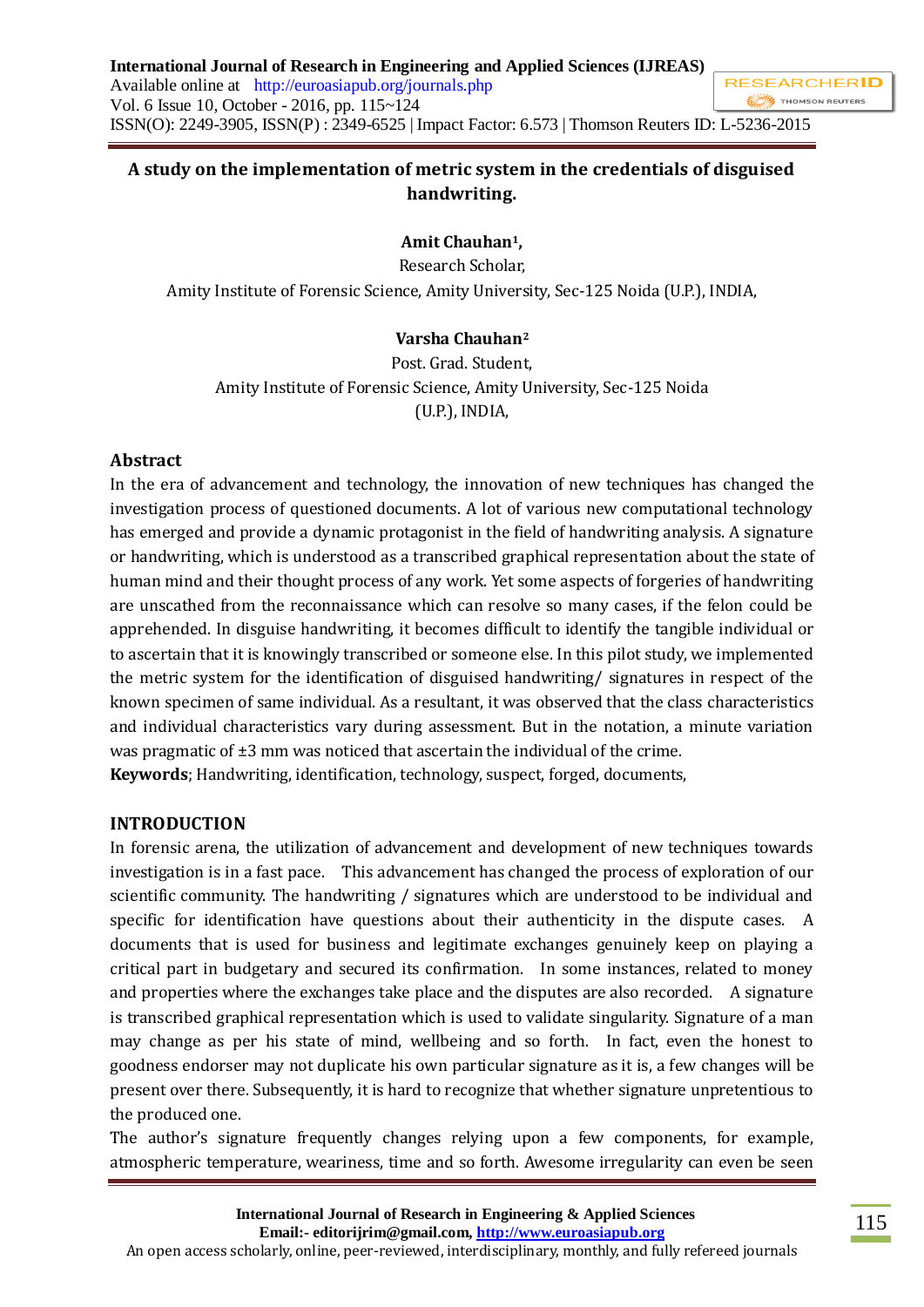# A study on the implementation of metric system in the credentials of disguised handwriting.

**Amit Chauhan[1],**

Research Scholar,

Amity Institute of Forensic Science, Amity University, Sec-125 Noida (U.P.), INDIA,

**Varsha Chauhan[2]**

Post. Grad. Student,

Amity Institute of Forensic Science, Amity University, Sec-125 Noida (U.P.), INDIA,

## Abstract

In the era of advancement and technology, the innovation of new techniques has changed the investigation process of questioned documents. A lot of various new computational technology has emerged and provide a dynamic protagonist in the field of handwriting analysis. A signature or handwriting, which is understood as a transcribed graphical representation about the state of human mind and their thought process of any work. Yet some aspects of forgeries of handwriting are unscathed from the reconnaissance which can resolve so many cases, if the felon could be apprehended. In disguise handwriting, it becomes difficult to identify the tangible individual or to ascertain that it is knowingly transcribed or someone else. In this pilot study, we implemented the metric system for the identification of disguised handwriting/ signatures in respect of the known specimen of same individual. As a resultant, it was observed that the class characteristics and individual characteristics vary during assessment. But in the notation, a minute variation was pragmatic of ±3 mm was noticed that ascertain the individual of the crime.

**Keywords**; Handwriting, identification, technology, suspect, forged, documents,

## INTRODUCTION

In forensic arena, the utilization of advancement and development of new techniques towards investigation is in a fast pace. This advancement has changed the process of exploration of our scientific community. The handwriting / signatures which are understood to be individual and specific for identification have questions about their authenticity in the dispute cases. A documents that is used for business and legitimate exchanges genuinely keep on playing a critical part in budgetary and secured its confirmation. In some instances, related to money and properties where the exchanges take place and the disputes are also recorded. A signature is transcribed graphical representation which is used to validate singularity. Signature of a man may change as per his state of mind, wellbeing and so forth. In fact, even the honest to goodness endorser may not duplicate his own particular signature as it is, a few changes will be present over there. Subsequently, it is hard to recognize that whether signature unpretentious to the produced one.

The author's signature frequently changes relying upon a few components, for example, atmospheric temperature, weariness, time and so forth. Awesome irregularity can even be seen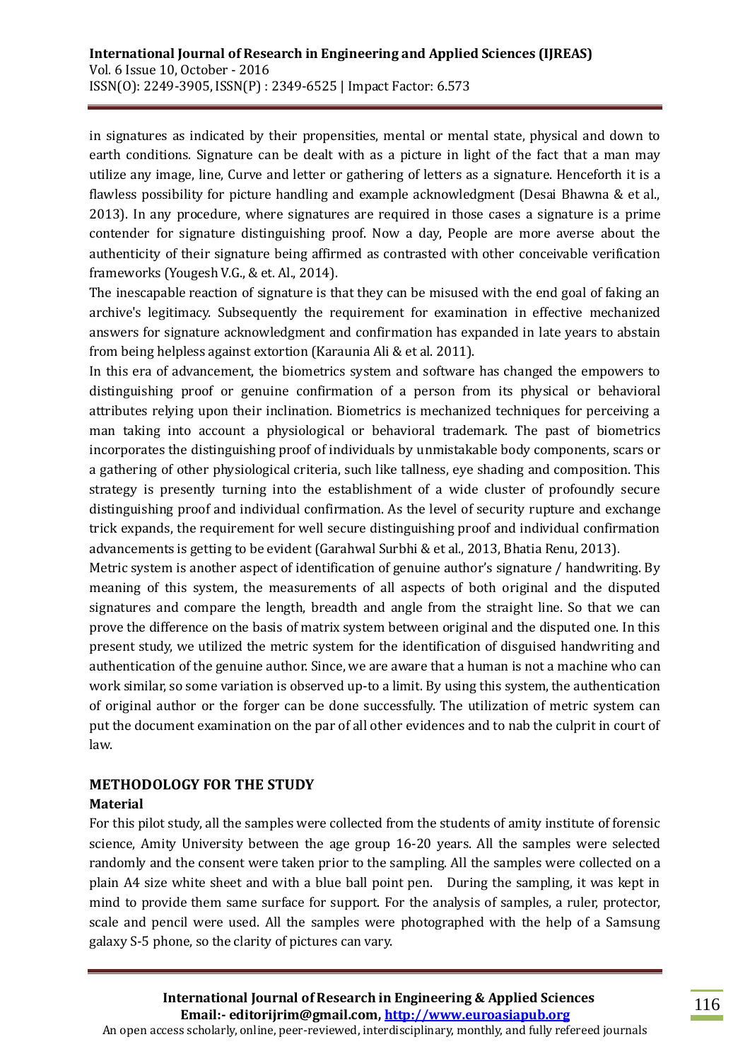in signatures as indicated by their propensities, mental or mental state, physical and down to earth conditions. Signature can be dealt with as a picture in light of the fact that a man may utilize any image, line, Curve and letter or gathering of letters as a signature. Henceforth it is a flawless possibility for picture handling and example acknowledgment (Desai Bhawna & et al., 2013). In any procedure, where signatures are required in those cases a signature is a prime contender for signature distinguishing proof. Now a day, People are more averse about the authenticity of their signature being affirmed as contrasted with other conceivable verification frameworks (Yougesh V.G., & et. Al., 2014).

The inescapable reaction of signature is that they can be misused with the end goal of faking an archive's legitimacy. Subsequently the requirement for examination in effective mechanized answers for signature acknowledgment and confirmation has expanded in late years to abstain from being helpless against extortion (Karaunia Ali & et al. 2011).

In this era of advancement, the biometrics system and software has changed the empowers to distinguishing proof or genuine confirmation of a person from its physical or behavioral attributes relying upon their inclination. Biometrics is mechanized techniques for perceiving a man taking into account a physiological or behavioral trademark. The past of biometrics incorporates the distinguishing proof of individuals by unmistakable body components, scars or a gathering of other physiological criteria, such like tallness, eye shading and composition. This strategy is presently turning into the establishment of a wide cluster of profoundly secure distinguishing proof and individual confirmation. As the level of security rupture and exchange trick expands, the requirement for well secure distinguishing proof and individual confirmation advancements is getting to be evident (Garahwal Surbhi & et al., 2013, Bhatia Renu, 2013).

Metric system is another aspect of identification of genuine author's signature / handwriting. By meaning of this system, the measurements of all aspects of both original and the disputed signatures and compare the length, breadth and angle from the straight line. So that we can prove the difference on the basis of matrix system between original and the disputed one. In this present study, we utilized the metric system for the identification of disguised handwriting and authentication of the genuine author. Since, we are aware that a human is not a machine who can work similar, so some variation is observed up-to a limit. By using this system, the authentication of original author or the forger can be done successfully. The utilization of metric system can put the document examination on the par of all other evidences and to nab the culprit in court of law.

## METHODOLOGY FOR THE STUDY

### Material

For this pilot study, all the samples were collected from the students of amity institute of forensic science, Amity University between the age group 16-20 years. All the samples were selected randomly and the consent were taken prior to the sampling. All the samples were collected on a plain A4 size white sheet and with a blue ball point pen. During the sampling, it was kept in mind to provide them same surface for support. For the analysis of samples, a ruler, protector, scale and pencil were used. All the samples were photographed with the help of a Samsung galaxy S-5 phone, so the clarity of pictures can vary.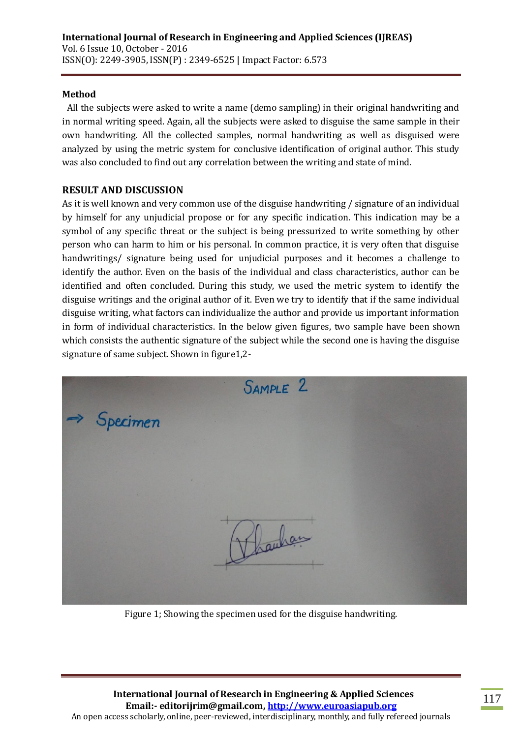### Method

All the subjects were asked to write a name (demo sampling) in their original handwriting and in normal writing speed. Again, all the subjects were asked to disguise the same sample in their own handwriting. All the collected samples, normal handwriting as well as disguised were analyzed by using the metric system for conclusive identification of original author. This study was also concluded to find out any correlation between the writing and state of mind.

### RESULT AND DISCUSSION

As it is well known and very common use of the disguise handwriting / signature of an individual by himself for any unjudicial propose or for any specific indication. This indication may be a symbol of any specific threat or the subject is being pressurized to write something by other person who can harm to him or his personal. In common practice, it is very often that disguise handwritings/ signature being used for unjudicial purposes and it becomes a challenge to identify the author. Even on the basis of the individual and class characteristics, author can be identified and often concluded. During this study, we used the metric system to identify the disguise writings and the original author of it. Even we try to identify that if the same individual disguise writing, what factors can individualize the author and provide us important information in form of individual characteristics. In the below given figures, two sample have been shown which consists the authentic signature of the subject while the second one is having the disguise signature of same subject. Shown in figure1,2-

Figure 1; Showing the specimen used for the disguise handwriting.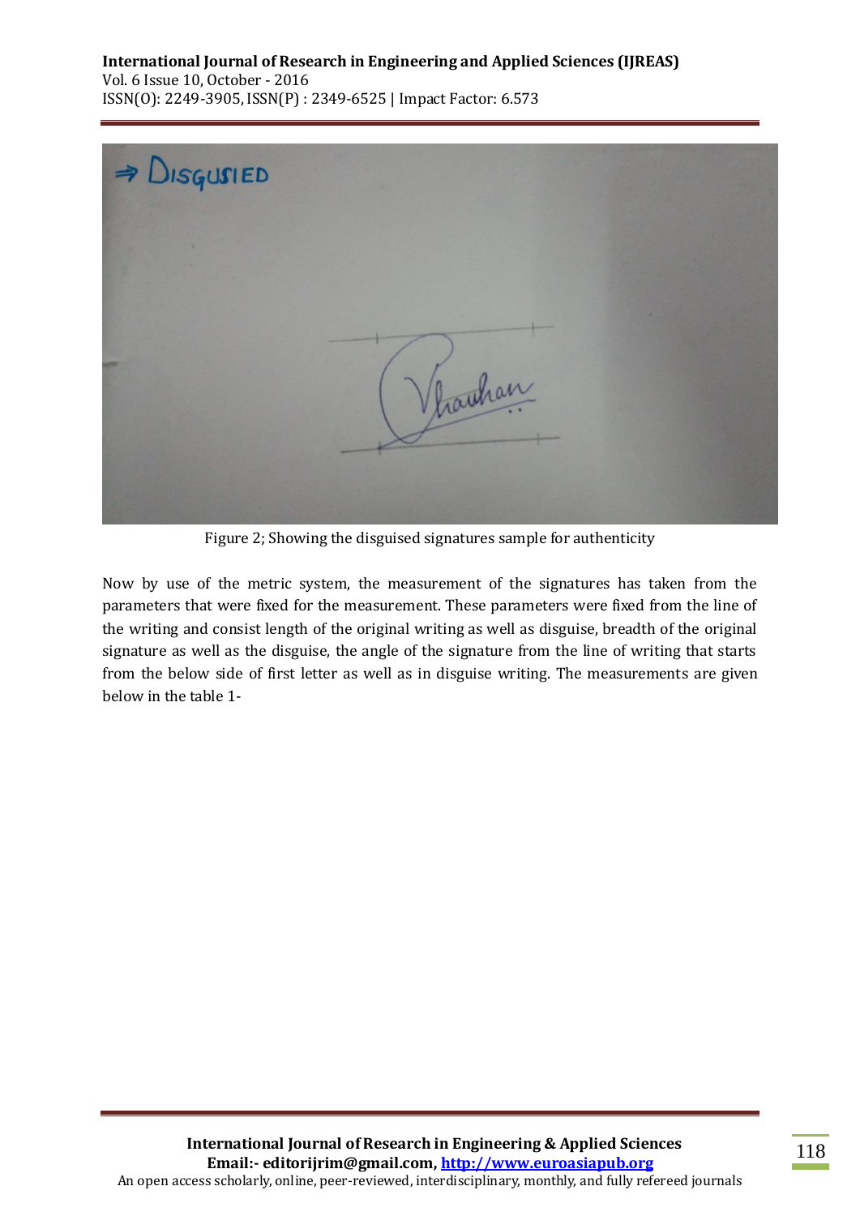Figure 2; Showing the disguised signatures sample for authenticity

Now by use of the metric system, the measurement of the signatures has taken from the parameters that were fixed for the measurement. These parameters were fixed from the line of the writing and consist length of the original writing as well as disguise, breadth of the original signature as well as the disguise, the angle of the signature from the line of writing that starts from the below side of first letter as well as in disguise writing. The measurements are given below in the table 1-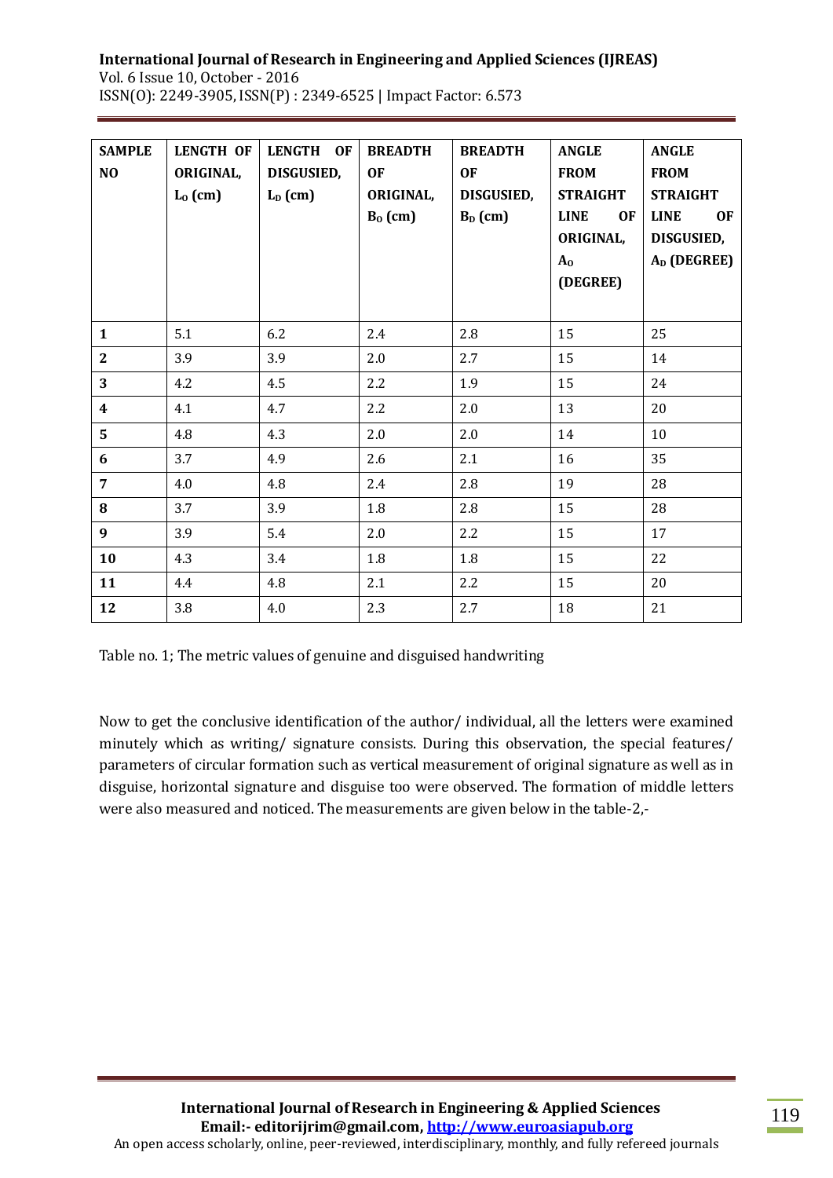| SAMPLE NO | LENGTH OF ORIGINAL, $L_O$ (cm) | LENGTH OF DISGUSIED, $L_D$ (cm) | BREADTH OF ORIGINAL, $B_O$ (cm) | BREADTH OF DISGUSIED, $B_D$ (cm) | ANGLE FROM STRAIGHT LINE OF ORIGINAL, $A_O$ (DEGREE) | ANGLE FROM STRAIGHT LINE OF DISGUSIED, $A_D$ (DEGREE) |
|---|---|---|---|---|---|---|
| **1** | 5.1 | 6.2 | 2.4 | 2.8 | 15 | 25 |
| **2** | 3.9 | 3.9 | 2.0 | 2.7 | 15 | 14 |
| **3** | 4.2 | 4.5 | 2.2 | 1.9 | 15 | 24 |
| **4** | 4.1 | 4.7 | 2.2 | 2.0 | 13 | 20 |
| **5** | 4.8 | 4.3 | 2.0 | 2.0 | 14 | 10 |
| **6** | 3.7 | 4.9 | 2.6 | 2.1 | 16 | 35 |
| **7** | 4.0 | 4.8 | 2.4 | 2.8 | 19 | 28 |
| **8** | 3.7 | 3.9 | 1.8 | 2.8 | 15 | 28 |
| **9** | 3.9 | 5.4 | 2.0 | 2.2 | 15 | 17 |
| **10** | 4.3 | 3.4 | 1.8 | 1.8 | 15 | 22 |
| **11** | 4.4 | 4.8 | 2.1 | 2.2 | 15 | 20 |
| **12** | 3.8 | 4.0 | 2.3 | 2.7 | 18 | 21 |

Table no. 1; The metric values of genuine and disguised handwriting

Now to get the conclusive identification of the author/ individual, all the letters were examined minutely which as writing/ signature consists. During this observation, the special features/ parameters of circular formation such as vertical measurement of original signature as well as in disguise, horizontal signature and disguise too were observed. The formation of middle letters were also measured and noticed. The measurements are given below in the table-2,-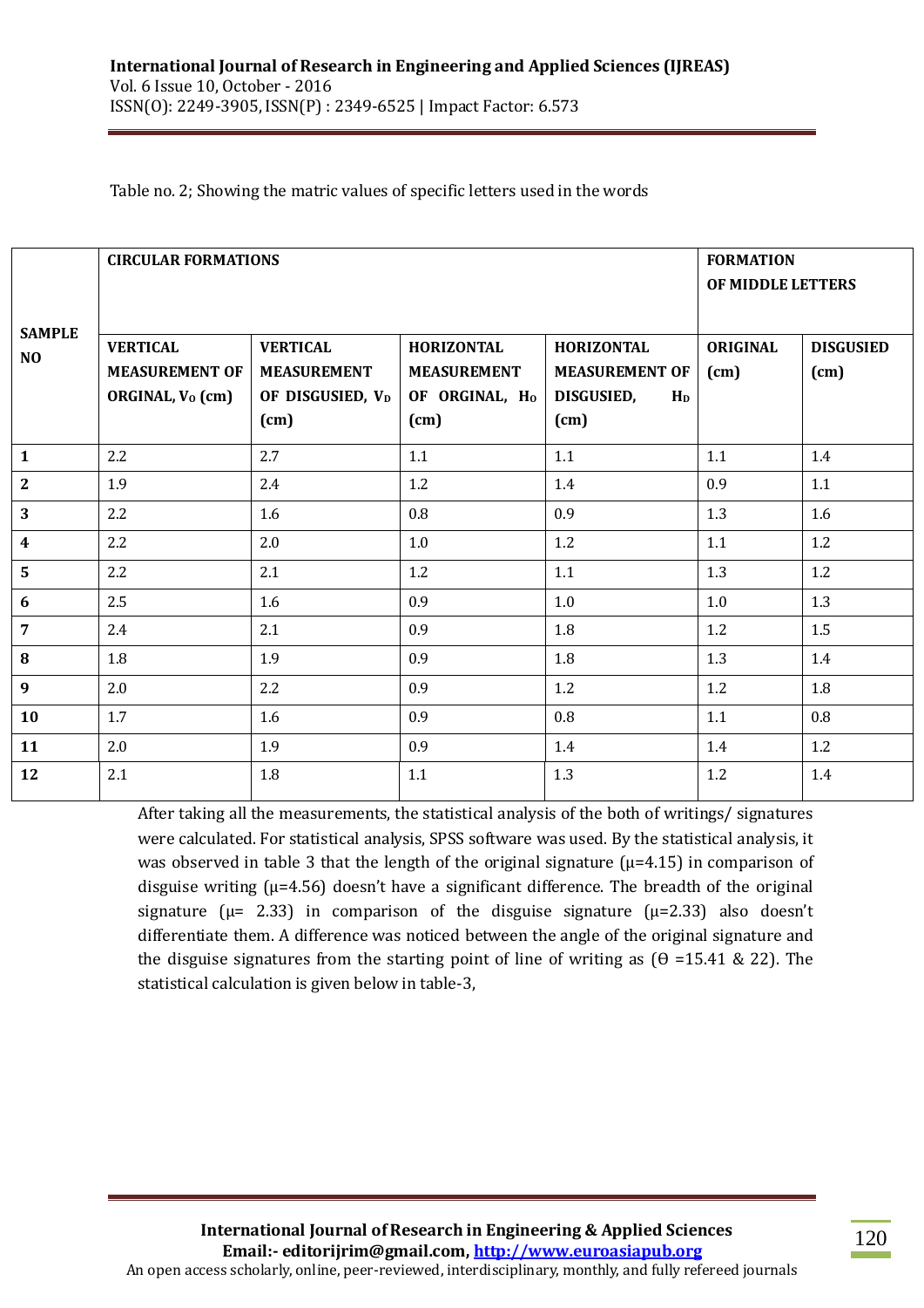Table no. 2; Showing the matric values of specific letters used in the words

| SAMPLE NO | CIRCULAR FORMATIONS | | | | FORMATION OF MIDDLE LETTERS | |
|---|---|---|---|---|---|---|
| | VERTICAL MEASUREMENT OF ORGINAL, $V_O$ (cm) | VERTICAL MEASUREMENT OF DISGUSIED, $V_D$ (cm) | HORIZONTAL MEASUREMENT OF ORGINAL, $H_O$ (cm) | HORIZONTAL MEASUREMENT OF DISGUSIED, $H_D$ (cm) | ORIGINAL (cm) | DISGUSIED (cm) |
| **1** | 2.2 | 2.7 | 1.1 | 1.1 | 1.1 | 1.4 |
| **2** | 1.9 | 2.4 | 1.2 | 1.4 | 0.9 | 1.1 |
| **3** | 2.2 | 1.6 | 0.8 | 0.9 | 1.3 | 1.6 |
| **4** | 2.2 | 2.0 | 1.0 | 1.2 | 1.1 | 1.2 |
| **5** | 2.2 | 2.1 | 1.2 | 1.1 | 1.3 | 1.2 |
| **6** | 2.5 | 1.6 | 0.9 | 1.0 | 1.0 | 1.3 |
| **7** | 2.4 | 2.1 | 0.9 | 1.8 | 1.2 | 1.5 |
| **8** | 1.8 | 1.9 | 0.9 | 1.8 | 1.3 | 1.4 |
| **9** | 2.0 | 2.2 | 0.9 | 1.2 | 1.2 | 1.8 |
| **10** | 1.7 | 1.6 | 0.9 | 0.8 | 1.1 | 0.8 |
| **11** | 2.0 | 1.9 | 0.9 | 1.4 | 1.4 | 1.2 |
| **12** | 2.1 | 1.8 | 1.1 | 1.3 | 1.2 | 1.4 |

After taking all the measurements, the statistical analysis of the both of writings/ signatures were calculated. For statistical analysis, SPSS software was used. By the statistical analysis, it was observed in table 3 that the length of the original signature ($\mu$=4.15) in comparison of disguise writing ($\mu$=4.56) doesn't have a significant difference. The breadth of the original signature ($\mu$= 2.33) in comparison of the disguise signature ($\mu$=2.33) also doesn't differentiate them. A difference was noticed between the angle of the original signature and the disguise signatures from the starting point of line of writing as ($\Theta$ =15.41 & 22). The statistical calculation is given below in table-3,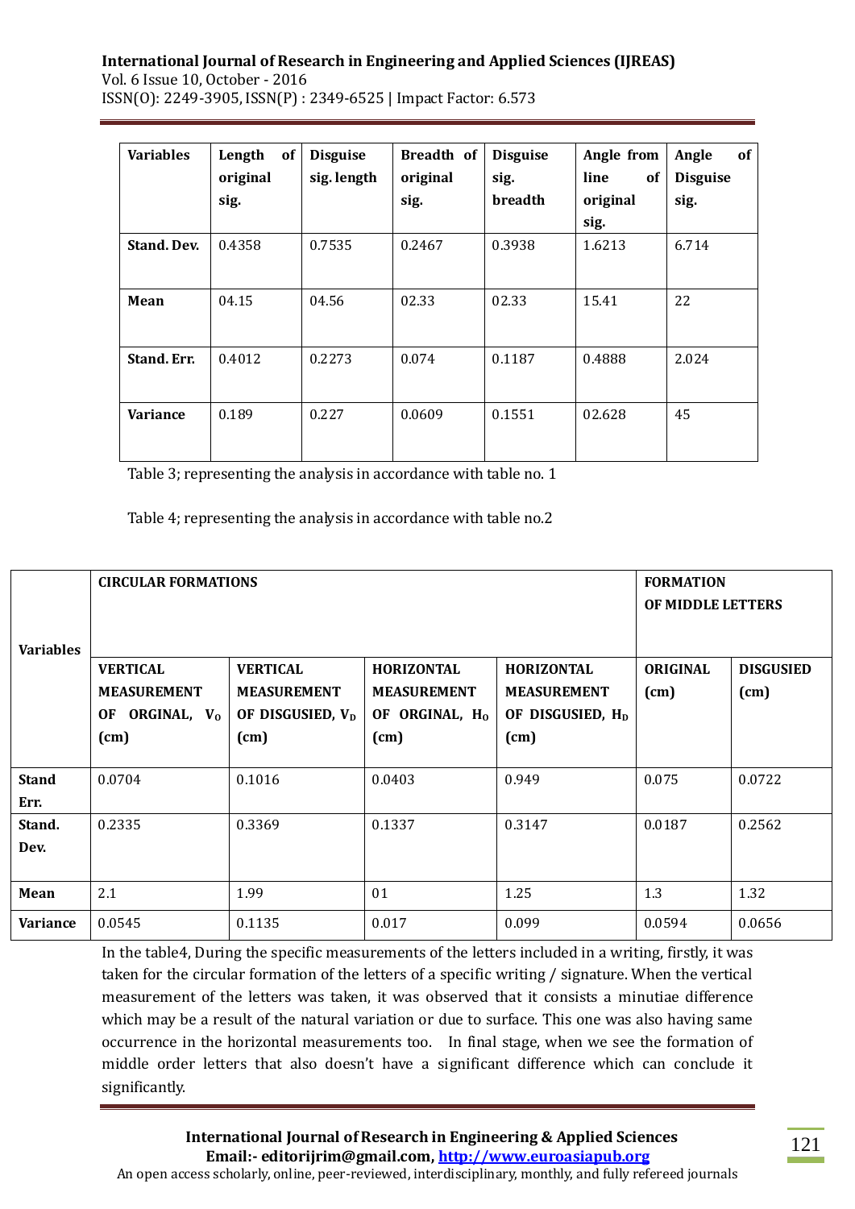| Variables | Length of original sig. | Disguise sig. length | Breadth of original sig. | Disguise sig. breadth | Angle from line of original sig. | Angle of Disguise sig. |
|---|---|---|---|---|---|---|
| **Stand. Dev.** | 0.4358 | 0.7535 | 0.2467 | 0.3938 | 1.6213 | 6.714 |
| **Mean** | 04.15 | 04.56 | 02.33 | 02.33 | 15.41 | 22 |
| **Stand. Err.** | 0.4012 | 0.2273 | 0.074 | 0.1187 | 0.4888 | 2.024 |
| **Variance** | 0.189 | 0.227 | 0.0609 | 0.1551 | 02.628 | 45 |

Table 3; representing the analysis in accordance with table no. 1

Table 4; representing the analysis in accordance with table no.2

| Variables | CIRCULAR FORMATIONS | | | | FORMATION OF MIDDLE LETTERS | |
|---|---|---|---|---|---|---|
| | VERTICAL MEASUREMENT OF ORGINAL, $V_O$ (cm) | VERTICAL MEASUREMENT OF DISGUSIED, $V_D$ (cm) | HORIZONTAL MEASUREMENT OF ORGINAL, $H_O$ (cm) | HORIZONTAL MEASUREMENT OF DISGUSIED, $H_D$ (cm) | ORIGINAL (cm) | DISGUSIED (cm) |
| **Stand Err.** | 0.0704 | 0.1016 | 0.0403 | 0.949 | 0.075 | 0.0722 |
| **Stand. Dev.** | 0.2335 | 0.3369 | 0.1337 | 0.3147 | 0.0187 | 0.2562 |
| **Mean** | 2.1 | 1.99 | 01 | 1.25 | 1.3 | 1.32 |
| **Variance** | 0.0545 | 0.1135 | 0.017 | 0.099 | 0.0594 | 0.0656 |

In the table4, During the specific measurements of the letters included in a writing, firstly, it was taken for the circular formation of the letters of a specific writing / signature. When the vertical measurement of the letters was taken, it was observed that it consists a minutiae difference which may be a result of the natural variation or due to surface. This one was also having same occurrence in the horizontal measurements too. In final stage, when we see the formation of middle order letters that also doesn't have a significant difference which can conclude it significantly.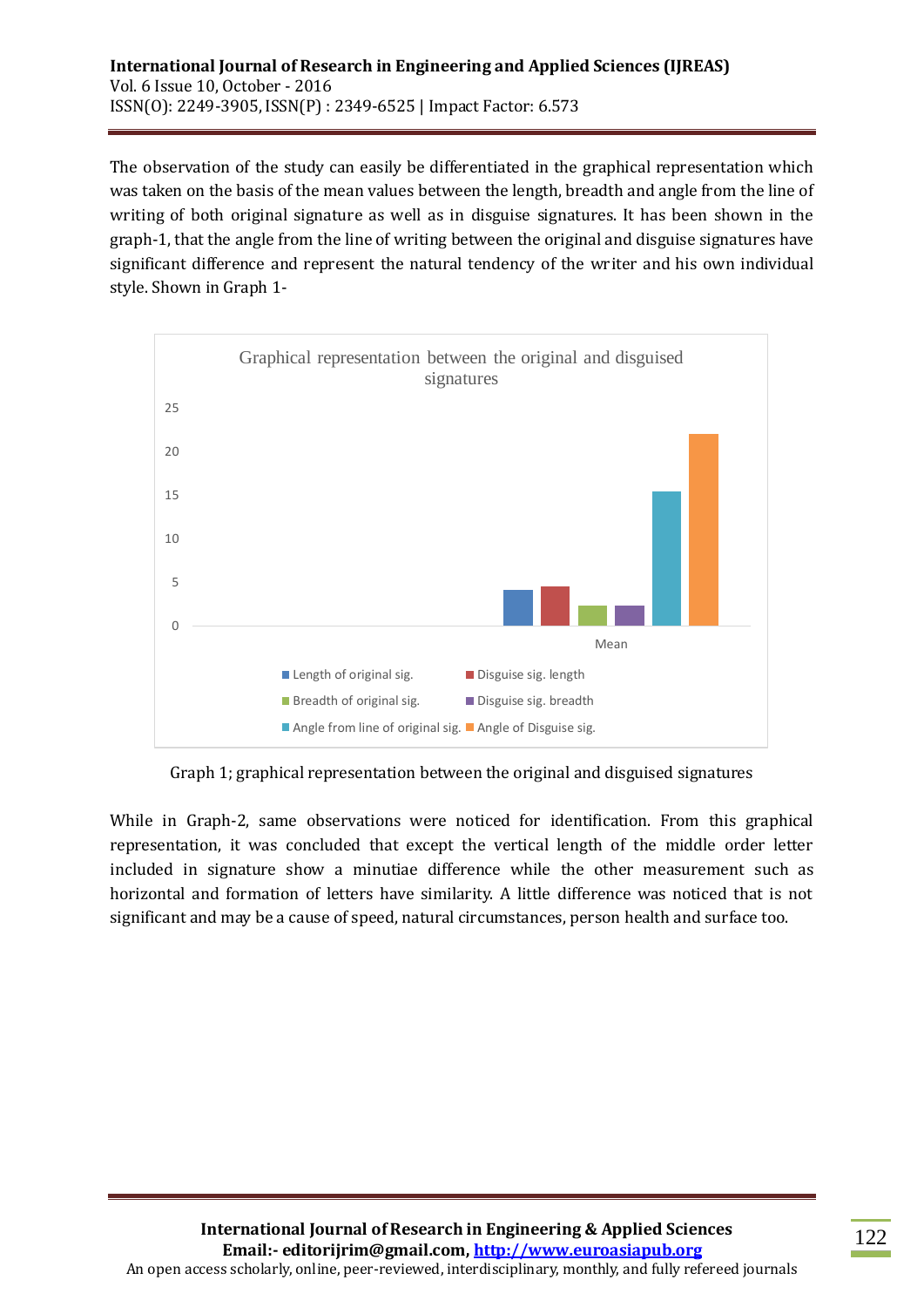The observation of the study can easily be differentiated in the graphical representation which was taken on the basis of the mean values between the length, breadth and angle from the line of writing of both original signature as well as in disguise signatures. It has been shown in the graph-1, that the angle from the line of writing between the original and disguise signatures have significant difference and represent the natural tendency of the writer and his own individual style. Shown in Graph 1-

Graphical representation between the original and disguised signatures

25
20
15
10
5
0

Mean

Length of original sig. | Disguise sig. length | Breadth of original sig. | Disguise sig. breadth | Angle from line of original sig. | Angle of Disguise sig.

Graph 1; graphical representation between the original and disguised signatures

While in Graph-2, same observations were noticed for identification. From this graphical representation, it was concluded that except the vertical length of the middle order letter included in signature show a minutiae difference while the other measurement such as horizontal and formation of letters have similarity. A little difference was noticed that is not significant and may be a cause of speed, natural circumstances, person health and surface too.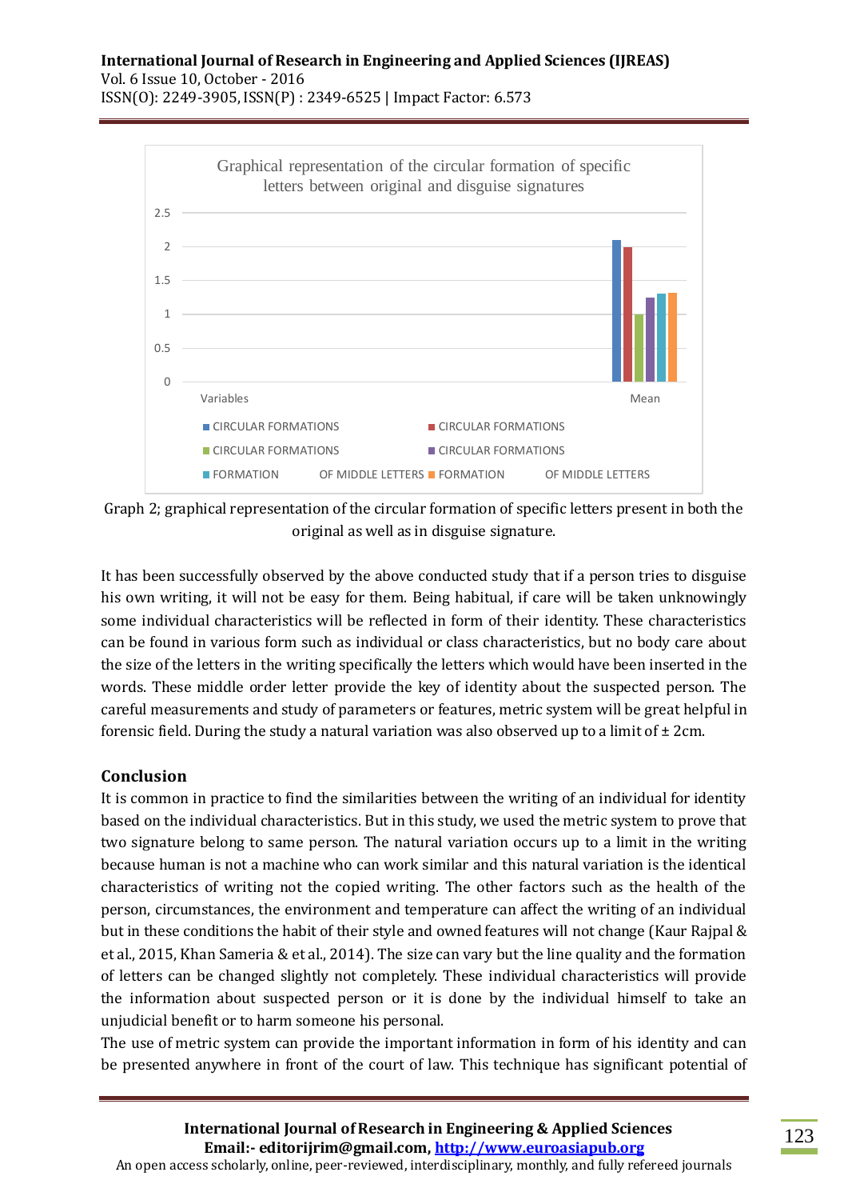Graphical representation of the circular formation of specific letters between original and disguise signatures

| Variables | Mean |
|---|---|
| CIRCULAR FORMATIONS | 2.1 |
| CIRCULAR FORMATIONS | 2 |
| CIRCULAR FORMATIONS | 1 |
| CIRCULAR FORMATIONS | 1.25 |
| FORMATION OF MIDDLE LETTERS | 1.3 |
| FORMATION OF MIDDLE LETTERS | 1.32 |

Graph 2; graphical representation of the circular formation of specific letters present in both the original as well as in disguise signature.

It has been successfully observed by the above conducted study that if a person tries to disguise his own writing, it will not be easy for them. Being habitual, if care will be taken unknowingly some individual characteristics will be reflected in form of their identity. These characteristics can be found in various form such as individual or class characteristics, but no body care about the size of the letters in the writing specifically the letters which would have been inserted in the words. These middle order letter provide the key of identity about the suspected person. The careful measurements and study of parameters or features, metric system will be great helpful in forensic field. During the study a natural variation was also observed up to a limit of ± 2cm.

## Conclusion

It is common in practice to find the similarities between the writing of an individual for identity based on the individual characteristics. But in this study, we used the metric system to prove that two signature belong to same person. The natural variation occurs up to a limit in the writing because human is not a machine who can work similar and this natural variation is the identical characteristics of writing not the copied writing. The other factors such as the health of the person, circumstances, the environment and temperature can affect the writing of an individual but in these conditions the habit of their style and owned features will not change (Kaur Rajpal & et al., 2015, Khan Sameria & et al., 2014). The size can vary but the line quality and the formation of letters can be changed slightly not completely. These individual characteristics will provide the information about suspected person or it is done by the individual himself to take an unjudicial benefit or to harm someone his personal.

The use of metric system can provide the important information in form of his identity and can be presented anywhere in front of the court of law. This technique has significant potential of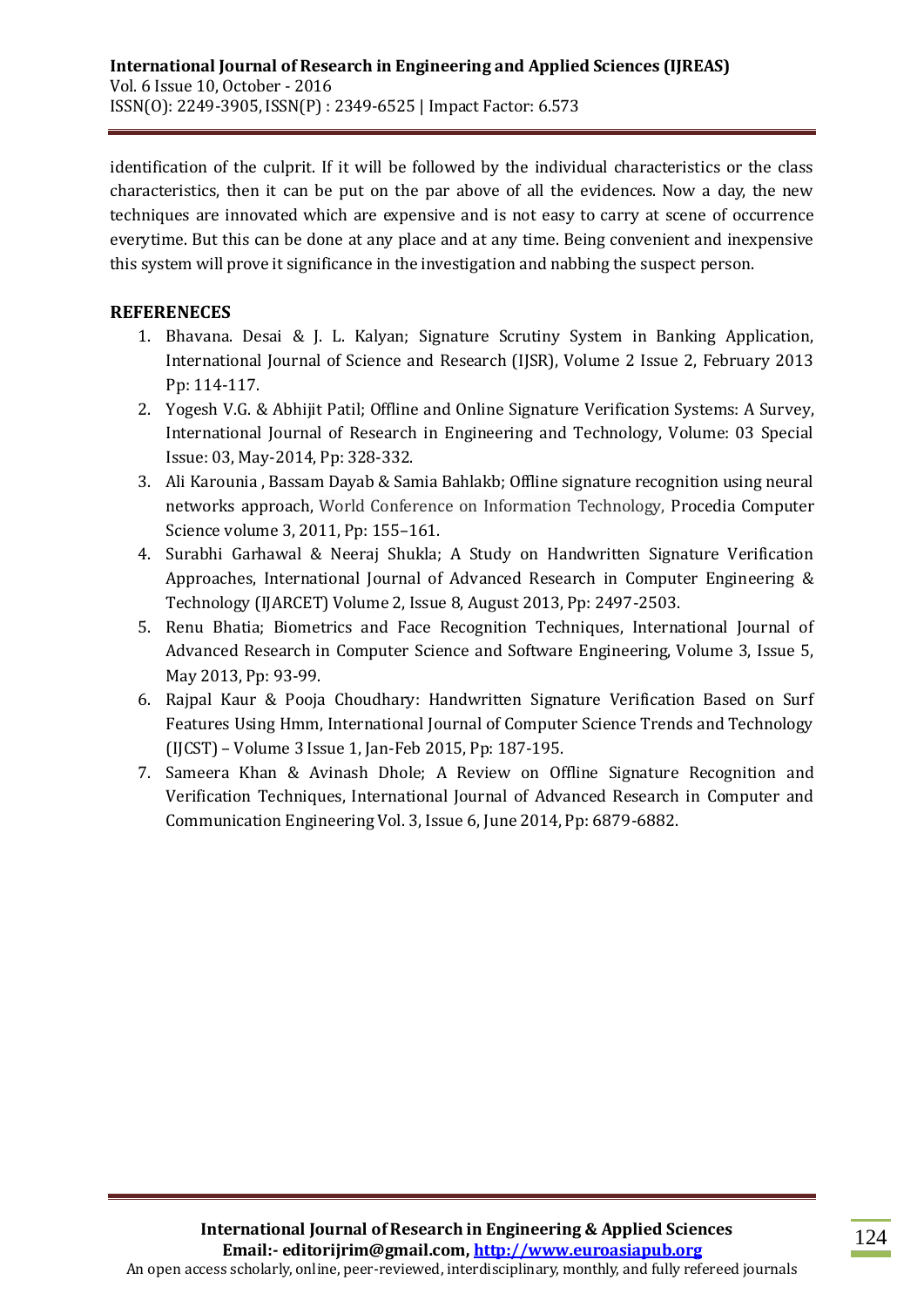identification of the culprit. If it will be followed by the individual characteristics or the class characteristics, then it can be put on the par above of all the evidences. Now a day, the new techniques are innovated which are expensive and is not easy to carry at scene of occurrence everytime. But this can be done at any place and at any time. Being convenient and inexpensive this system will prove it significance in the investigation and nabbing the suspect person.

## REFERENECES

1. Bhavana. Desai & J. L. Kalyan; Signature Scrutiny System in Banking Application, International Journal of Science and Research (IJSR), Volume 2 Issue 2, February 2013 Pp: 114-117.
2. Yogesh V.G. & Abhijit Patil; Offline and Online Signature Verification Systems: A Survey, International Journal of Research in Engineering and Technology, Volume: 03 Special Issue: 03, May-2014, Pp: 328-332.
3. Ali Karounia , Bassam Dayab & Samia Bahlakb; Offline signature recognition using neural networks approach, World Conference on Information Technology, Procedia Computer Science volume 3, 2011, Pp: 155–161.
4. Surabhi Garhawal & Neeraj Shukla; A Study on Handwritten Signature Verification Approaches, International Journal of Advanced Research in Computer Engineering & Technology (IJARCET) Volume 2, Issue 8, August 2013, Pp: 2497-2503.
5. Renu Bhatia; Biometrics and Face Recognition Techniques, International Journal of Advanced Research in Computer Science and Software Engineering, Volume 3, Issue 5, May 2013, Pp: 93-99.
6. Rajpal Kaur & Pooja Choudhary: Handwritten Signature Verification Based on Surf Features Using Hmm, International Journal of Computer Science Trends and Technology (IJCST) – Volume 3 Issue 1, Jan-Feb 2015, Pp: 187-195.
7. Sameera Khan & Avinash Dhole; A Review on Offline Signature Recognition and Verification Techniques, International Journal of Advanced Research in Computer and Communication Engineering Vol. 3, Issue 6, June 2014, Pp: 6879-6882.